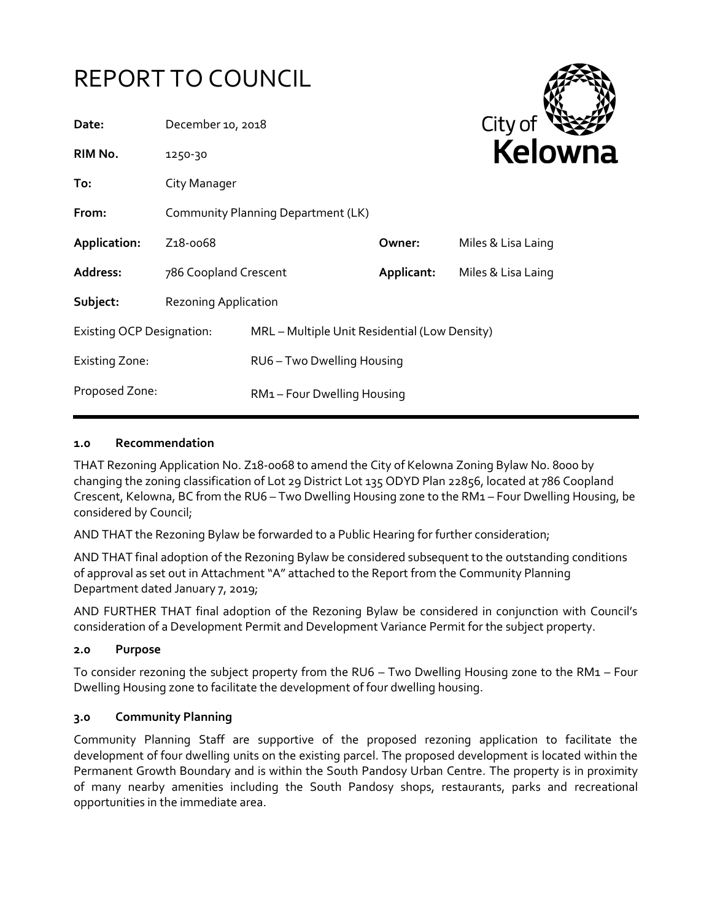# REPORT TO COUNCIL

| | | | |
|---|---|---|---|
| **Date:** | December 10, 2018 | | |
| **RIM No.** | 1250-30 | | |
| **To:** | City Manager | | |
| **From:** | Community Planning Department (LK) | | |
| **Application:** | Z18-0068 | **Owner:** | Miles & Lisa Laing |
| **Address:** | 786 Coopland Crescent | **Applicant:** | Miles & Lisa Laing |
| **Subject:** | Rezoning Application | | |
| Existing OCP Designation: | MRL – Multiple Unit Residential (Low Density) | | |
| Existing Zone: | RU6 – Two Dwelling Housing | | |
| Proposed Zone: | RM1 – Four Dwelling Housing | | |

## 1.0 Recommendation

THAT Rezoning Application No. Z18-0068 to amend the City of Kelowna Zoning Bylaw No. 8000 by changing the zoning classification of Lot 29 District Lot 135 ODYD Plan 22856, located at 786 Coopland Crescent, Kelowna, BC from the RU6 – Two Dwelling Housing zone to the RM1 – Four Dwelling Housing, be considered by Council;

AND THAT the Rezoning Bylaw be forwarded to a Public Hearing for further consideration;

AND THAT final adoption of the Rezoning Bylaw be considered subsequent to the outstanding conditions of approval as set out in Attachment "A" attached to the Report from the Community Planning Department dated January 7, 2019;

AND FURTHER THAT final adoption of the Rezoning Bylaw be considered in conjunction with Council's consideration of a Development Permit and Development Variance Permit for the subject property.

## 2.0 Purpose

To consider rezoning the subject property from the RU6 – Two Dwelling Housing zone to the RM1 – Four Dwelling Housing zone to facilitate the development of four dwelling housing.

## 3.0 Community Planning

Community Planning Staff are supportive of the proposed rezoning application to facilitate the development of four dwelling units on the existing parcel. The proposed development is located within the Permanent Growth Boundary and is within the South Pandosy Urban Centre. The property is in proximity of many nearby amenities including the South Pandosy shops, restaurants, parks and recreational opportunities in the immediate area.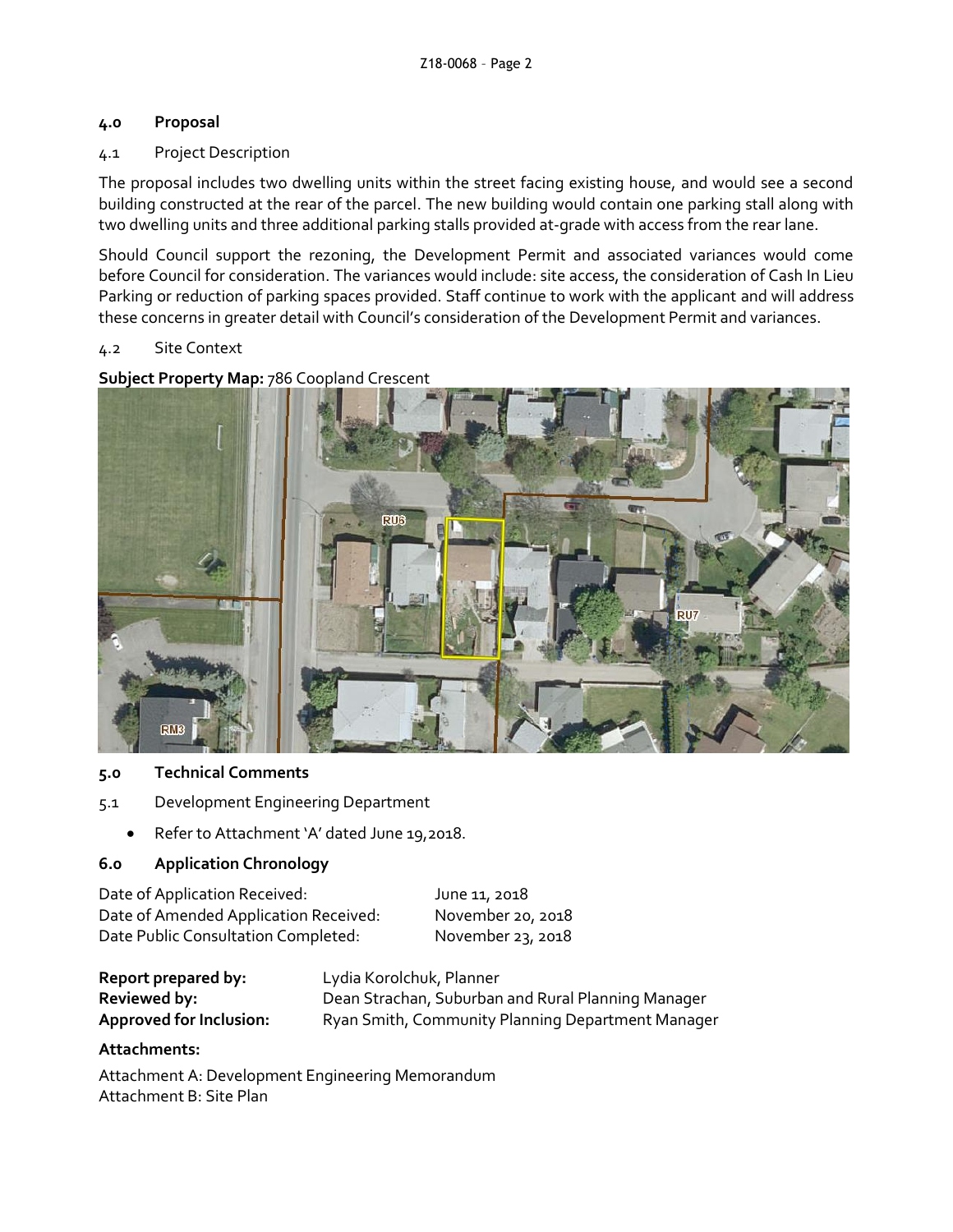## 4.0 Proposal

### 4.1 Project Description

The proposal includes two dwelling units within the street facing existing house, and would see a second building constructed at the rear of the parcel. The new building would contain one parking stall along with two dwelling units and three additional parking stalls provided at-grade with access from the rear lane.

Should Council support the rezoning, the Development Permit and associated variances would come before Council for consideration. The variances would include: site access, the consideration of Cash In Lieu Parking or reduction of parking spaces provided. Staff continue to work with the applicant and will address these concerns in greater detail with Council's consideration of the Development Permit and variances.

### 4.2 Site Context

**Subject Property Map:** 786 Coopland Crescent

RU6

RU7

RM3

## 5.0 Technical Comments

### 5.1 Development Engineering Department

- Refer to Attachment 'A' dated June 19,2018.

## 6.0 Application Chronology

| | |
|---|---|
| Date of Application Received: | June 11, 2018 |
| Date of Amended Application Received: | November 20, 2018 |
| Date Public Consultation Completed: | November 23, 2018 |

| | |
|---|---|
| **Report prepared by:** | Lydia Korolchuk, Planner |
| **Reviewed by:** | Dean Strachan, Suburban and Rural Planning Manager |
| **Approved for Inclusion:** | Ryan Smith, Community Planning Department Manager |

**Attachments:**

Attachment A: Development Engineering Memorandum
Attachment B: Site Plan